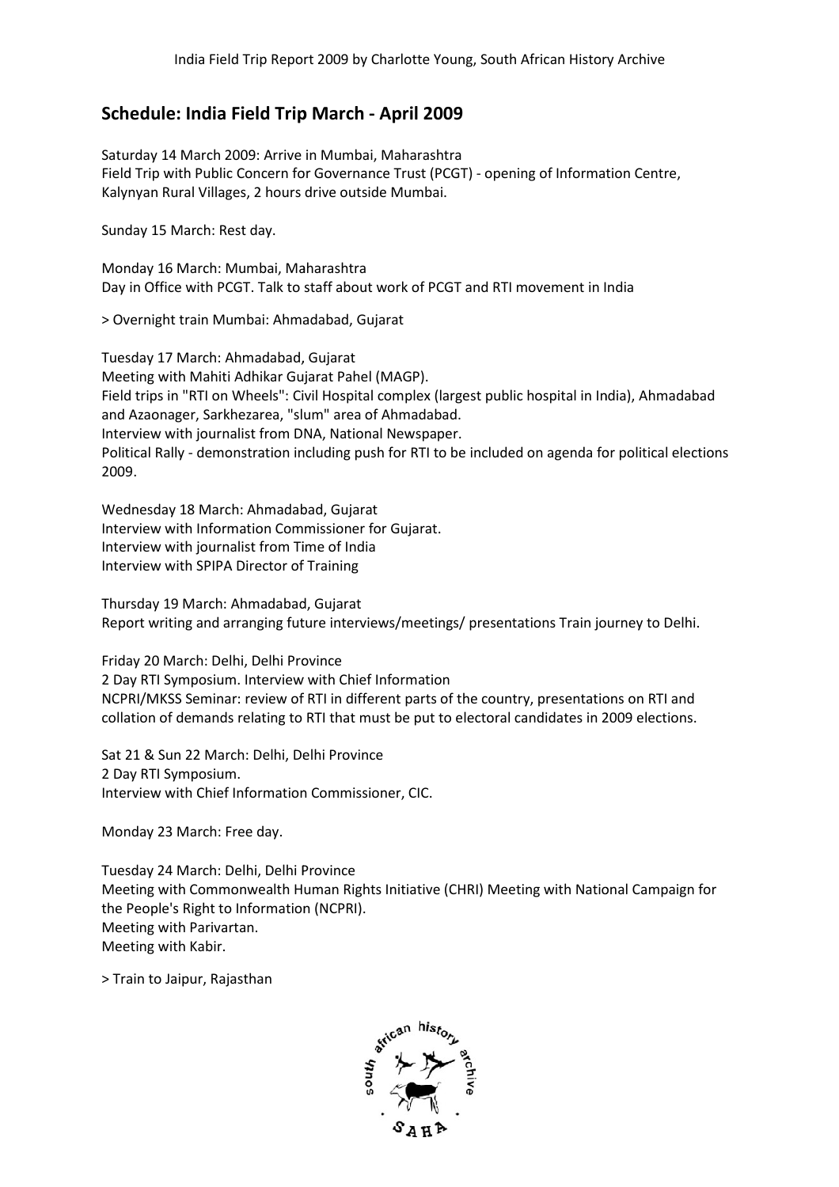## Schedule: India Field Trip March - April 2009

Saturday 14 March 2009: Arrive in Mumbai, Maharashtra
Field Trip with Public Concern for Governance Trust (PCGT) - opening of Information Centre, Kalynyan Rural Villages, 2 hours drive outside Mumbai.

Sunday 15 March: Rest day.

Monday 16 March: Mumbai, Maharashtra
Day in Office with PCGT. Talk to staff about work of PCGT and RTI movement in India

> Overnight train Mumbai: Ahmadabad, Gujarat

Tuesday 17 March: Ahmadabad, Gujarat
Meeting with Mahiti Adhikar Gujarat Pahel (MAGP).
Field trips in "RTI on Wheels": Civil Hospital complex (largest public hospital in India), Ahmadabad and Azaonager, Sarkhezarea, "slum" area of Ahmadabad.
Interview with journalist from DNA, National Newspaper.
Political Rally - demonstration including push for RTI to be included on agenda for political elections 2009.

Wednesday 18 March: Ahmadabad, Gujarat
Interview with Information Commissioner for Gujarat.
Interview with journalist from Time of India
Interview with SPIPA Director of Training

Thursday 19 March: Ahmadabad, Gujarat
Report writing and arranging future interviews/meetings/ presentations Train journey to Delhi.

Friday 20 March: Delhi, Delhi Province
2 Day RTI Symposium. Interview with Chief Information
NCPRI/MKSS Seminar: review of RTI in different parts of the country, presentations on RTI and collation of demands relating to RTI that must be put to electoral candidates in 2009 elections.

Sat 21 & Sun 22 March: Delhi, Delhi Province
2 Day RTI Symposium.
Interview with Chief Information Commissioner, CIC.

Monday 23 March: Free day.

Tuesday 24 March: Delhi, Delhi Province
Meeting with Commonwealth Human Rights Initiative (CHRI) Meeting with National Campaign for the People's Right to Information (NCPRI).
Meeting with Parivartan.
Meeting with Kabir.

> Train to Jaipur, Rajasthan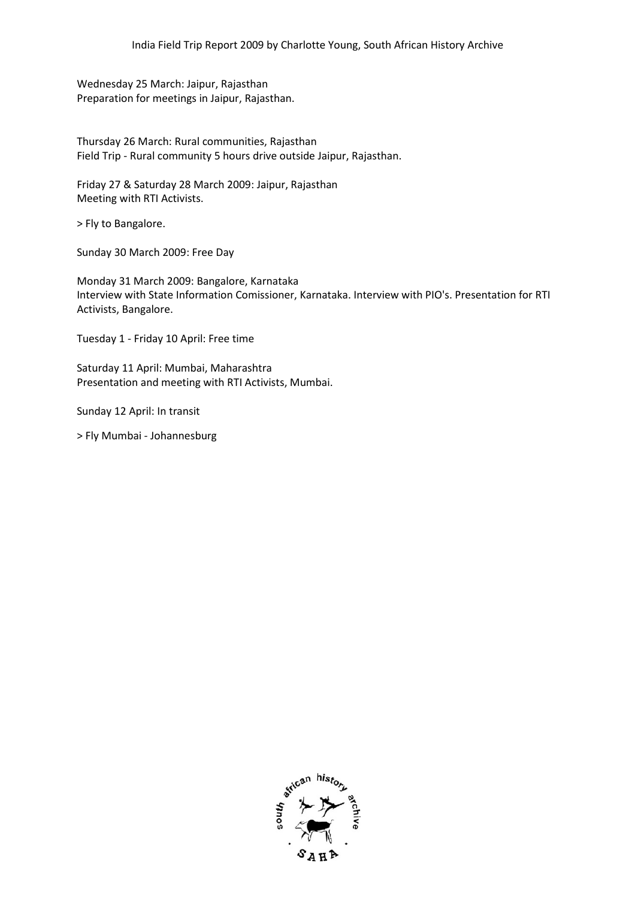Wednesday 25 March: Jaipur, Rajasthan
Preparation for meetings in Jaipur, Rajasthan.

Thursday 26 March: Rural communities, Rajasthan
Field Trip - Rural community 5 hours drive outside Jaipur, Rajasthan.

Friday 27 & Saturday 28 March 2009: Jaipur, Rajasthan
Meeting with RTI Activists.

> Fly to Bangalore.

Sunday 30 March 2009: Free Day

Monday 31 March 2009: Bangalore, Karnataka
Interview with State Information Comissioner, Karnataka. Interview with PIO's. Presentation for RTI Activists, Bangalore.

Tuesday 1 - Friday 10 April: Free time

Saturday 11 April: Mumbai, Maharashtra
Presentation and meeting with RTI Activists, Mumbai.

Sunday 12 April: In transit

> Fly Mumbai - Johannesburg